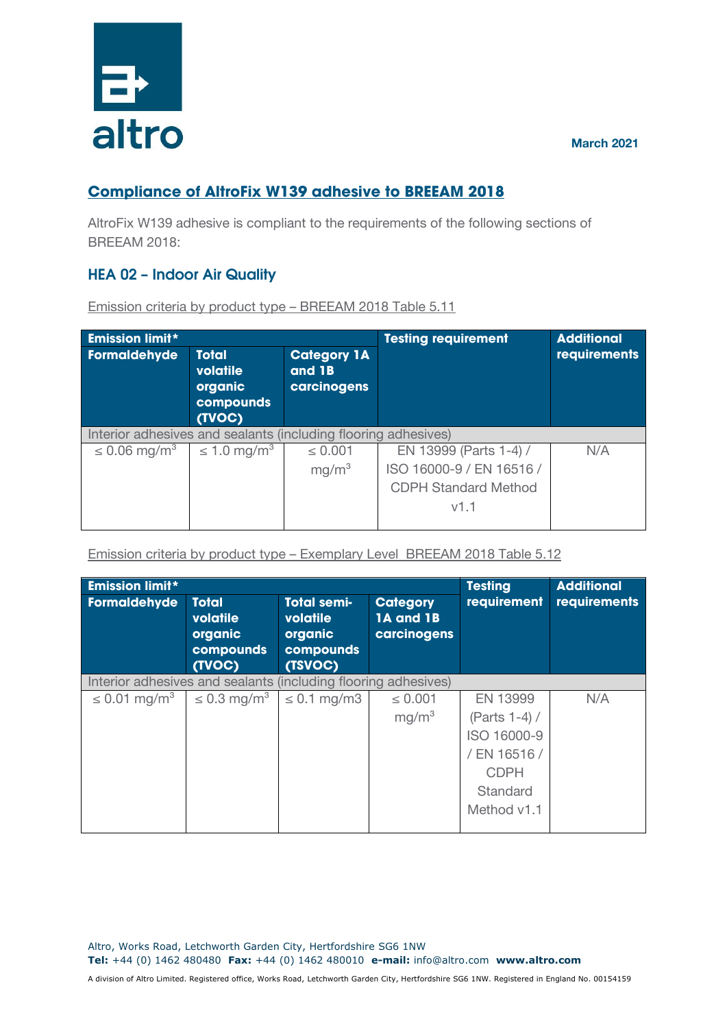altro

March 2021

## Compliance of AltroFix W139 adhesive to BREEAM 2018

AltroFix W139 adhesive is compliant to the requirements of the following sections of BREEAM 2018:

### HEA 02 – Indoor Air Quality

Emission criteria by product type – BREEAM 2018 Table 5.11

| Emission limit* | | | Testing requirement | Additional requirements |
|---|---|---|---|---|
| **Formaldehyde** | **Total volatile organic compounds (TVOC)** | **Category 1A and 1B carcinogens** | | |
| Interior adhesives and sealants (including flooring adhesives) | | | | |
| ≤ 0.06 mg/m$^3$ | ≤ 1.0 mg/m$^3$ | ≤ 0.001 mg/m$^3$ | EN 13999 (Parts 1-4) / ISO 16000-9 / EN 16516 / CDPH Standard Method v1.1 | N/A |

Emission criteria by product type – Exemplary Level BREEAM 2018 Table 5.12

| Emission limit* | | | | Testing requirement | Additional requirements |
|---|---|---|---|---|---|
| **Formaldehyde** | **Total volatile organic compounds (TVOC)** | **Total semi-volatile organic compounds (TSVOC)** | **Category 1A and 1B carcinogens** | | |
| Interior adhesives and sealants (including flooring adhesives) | | | | | |
| ≤ 0.01 mg/m$^3$ | ≤ 0.3 mg/m$^3$ | ≤ 0.1 mg/m3 | ≤ 0.001 mg/m$^3$ | EN 13999 (Parts 1-4) / ISO 16000-9 / EN 16516 / CDPH Standard Method v1.1 | N/A |

Altro, Works Road, Letchworth Garden City, Hertfordshire SG6 1NW
**Tel:** +44 (0) 1462 480480 **Fax:** +44 (0) 1462 480010 **e-mail:** info@altro.com **www.altro.com**

A division of Altro Limited. Registered office, Works Road, Letchworth Garden City, Hertfordshire SG6 1NW. Registered in England No. 00154159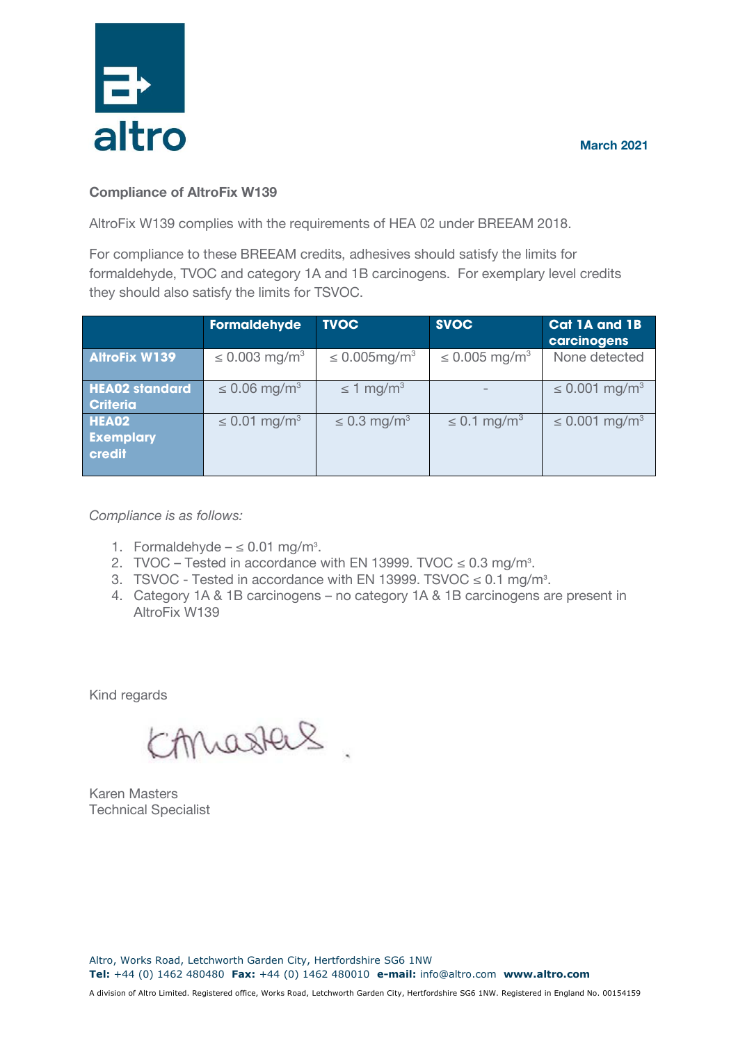altro

March 2021

**Compliance of AltroFix W139**

AltroFix W139 complies with the requirements of HEA 02 under BREEAM 2018.

For compliance to these BREEAM credits, adhesives should satisfy the limits for formaldehyde, TVOC and category 1A and 1B carcinogens. For exemplary level credits they should also satisfy the limits for TSVOC.

| | Formaldehyde | TVOC | SVOC | Cat 1A and 1B carcinogens |
|---|---|---|---|---|
| AltroFix W139 | ≤ 0.003 $mg/m^3$ | ≤ 0.005$mg/m^3$ | ≤ 0.005 $mg/m^3$ | None detected |
| HEA02 standard Criteria | ≤ 0.06 $mg/m^3$ | ≤ 1 $mg/m^3$ | - | ≤ 0.001 $mg/m^3$ |
| HEA02 Exemplary credit | ≤ 0.01 $mg/m^3$ | ≤ 0.3 $mg/m^3$ | ≤ 0.1 $mg/m^3$ | ≤ 0.001 $mg/m^3$ |

*Compliance is as follows:*

1. Formaldehyde – ≤ 0.01 $mg/m^3$.
2. TVOC – Tested in accordance with EN 13999. TVOC ≤ 0.3 $mg/m^3$.
3. TSVOC - Tested in accordance with EN 13999. TSVOC ≤ 0.1 $mg/m^3$.
4. Category 1A & 1B carcinogens – no category 1A & 1B carcinogens are present in AltroFix W139

Kind regards

KMasters

Karen Masters
Technical Specialist

Altro, Works Road, Letchworth Garden City, Hertfordshire SG6 1NW
**Tel:** +44 (0) 1462 480480 **Fax:** +44 (0) 1462 480010 **e-mail:** info@altro.com **www.altro.com**

A division of Altro Limited. Registered office, Works Road, Letchworth Garden City, Hertfordshire SG6 1NW. Registered in England No. 00154159